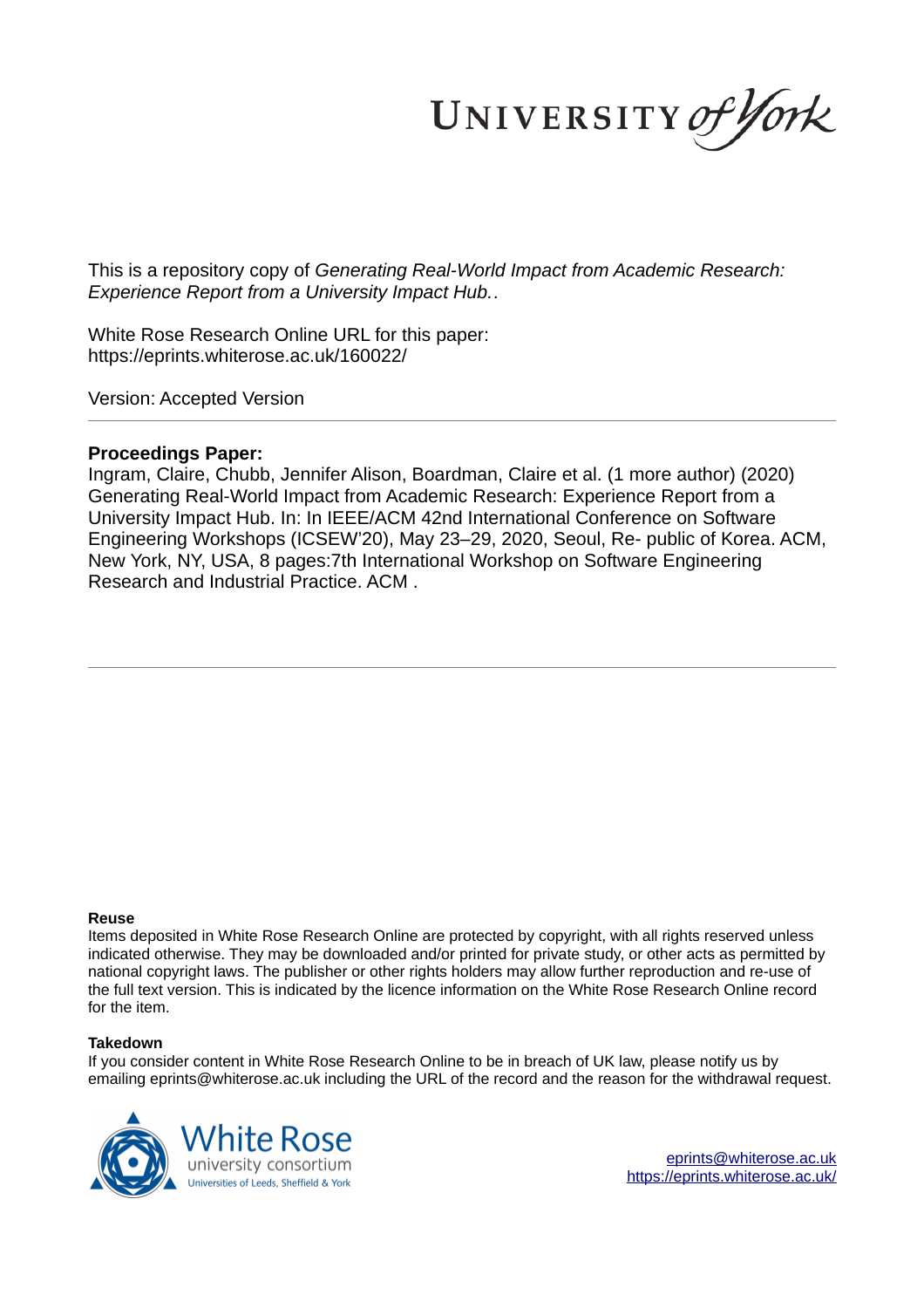UNIVERSITY of York

This is a repository copy of *Generating Real-World Impact from Academic Research: Experience Report from a University Impact Hub.*.

White Rose Research Online URL for this paper:
https://eprints.whiterose.ac.uk/160022/

Version: Accepted Version

**Proceedings Paper:**

Ingram, Claire, Chubb, Jennifer Alison, Boardman, Claire et al. (1 more author) (2020) Generating Real-World Impact from Academic Research: Experience Report from a University Impact Hub. In: In IEEE/ACM 42nd International Conference on Software Engineering Workshops (ICSEW'20), May 23–29, 2020, Seoul, Re- public of Korea. ACM, New York, NY, USA, 8 pages:7th International Workshop on Software Engineering Research and Industrial Practice. ACM .

**Reuse**

Items deposited in White Rose Research Online are protected by copyright, with all rights reserved unless indicated otherwise. They may be downloaded and/or printed for private study, or other acts as permitted by national copyright laws. The publisher or other rights holders may allow further reproduction and re-use of the full text version. This is indicated by the licence information on the White Rose Research Online record for the item.

**Takedown**

If you consider content in White Rose Research Online to be in breach of UK law, please notify us by emailing eprints@whiterose.ac.uk including the URL of the record and the reason for the withdrawal request.

White Rose university consortium
Universities of Leeds, Sheffield & York

eprints@whiterose.ac.uk
https://eprints.whiterose.ac.uk/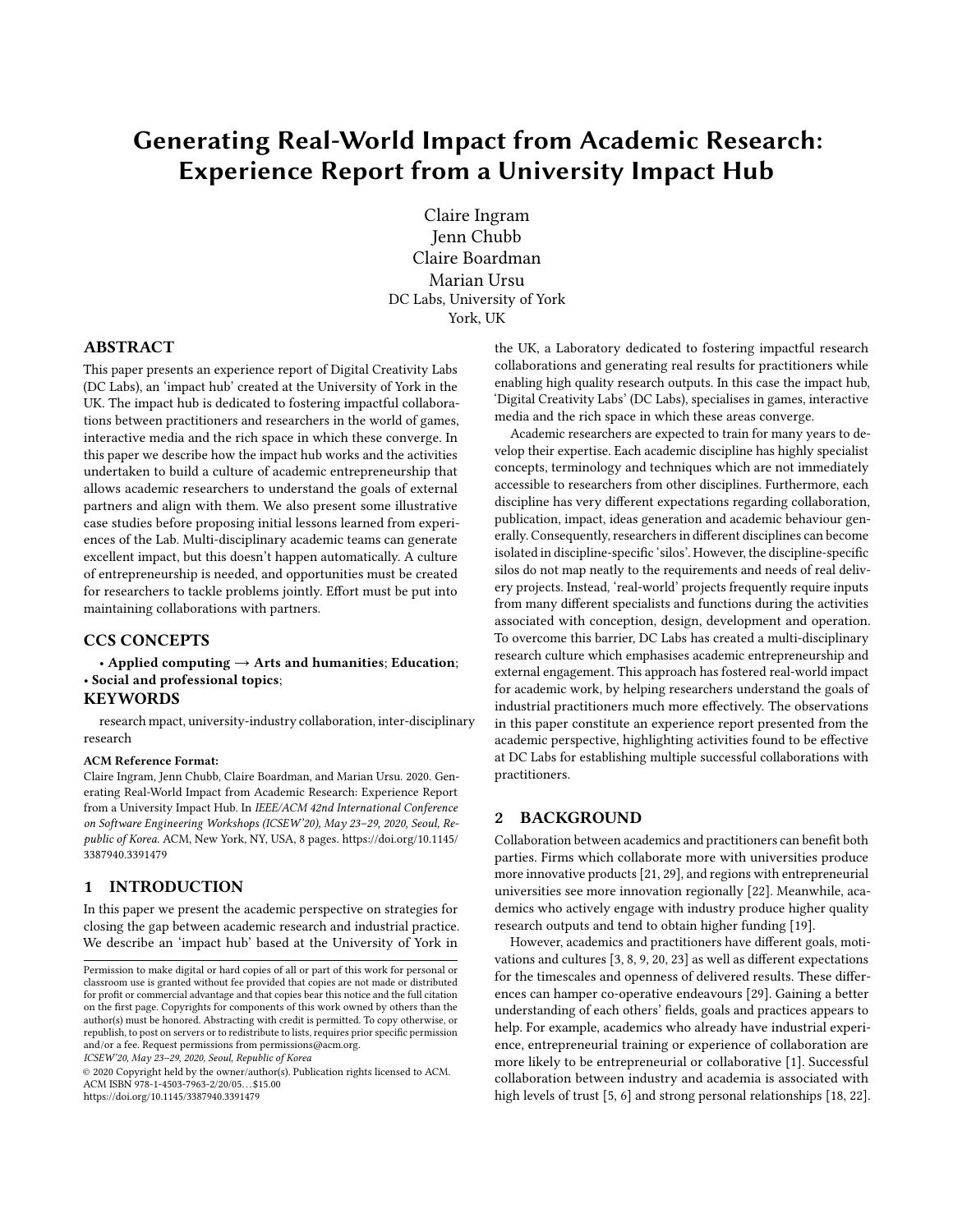# Generating Real-World Impact from Academic Research: Experience Report from a University Impact Hub

Claire Ingram
Jenn Chubb
Claire Boardman
Marian Ursu
DC Labs, University of York
York, UK

## ABSTRACT

This paper presents an experience report of Digital Creativity Labs (DC Labs), an 'impact hub' created at the University of York in the UK. The impact hub is dedicated to fostering impactful collaborations between practitioners and researchers in the world of games, interactive media and the rich space in which these converge. In this paper we describe how the impact hub works and the activities undertaken to build a culture of academic entrepreneurship that allows academic researchers to understand the goals of external partners and align with them. We also present some illustrative case studies before proposing initial lessons learned from experiences of the Lab. Multi-disciplinary academic teams can generate excellent impact, but this doesn't happen automatically. A culture of entrepreneurship is needed, and opportunities must be created for researchers to tackle problems jointly. Effort must be put into maintaining collaborations with partners.

## CCS CONCEPTS

• **Applied computing** → **Arts and humanities**; **Education**; • **Social and professional topics**;

## KEYWORDS

research mpact, university-industry collaboration, inter-disciplinary research

**ACM Reference Format:**
Claire Ingram, Jenn Chubb, Claire Boardman, and Marian Ursu. 2020. Generating Real-World Impact from Academic Research: Experience Report from a University Impact Hub. In *IEEE/ACM 42nd International Conference on Software Engineering Workshops (ICSEW'20), May 23–29, 2020, Seoul, Republic of Korea.* ACM, New York, NY, USA, 8 pages. https://doi.org/10.1145/3387940.3391479

## 1 INTRODUCTION

In this paper we present the academic perspective on strategies for closing the gap between academic research and industrial practice. We describe an 'impact hub' based at the University of York in the UK, a Laboratory dedicated to fostering impactful research collaborations and generating real results for practitioners while enabling high quality research outputs. In this case the impact hub, 'Digital Creativity Labs' (DC Labs), specialises in games, interactive media and the rich space in which these areas converge.

Academic researchers are expected to train for many years to develop their expertise. Each academic discipline has highly specialist concepts, terminology and techniques which are not immediately accessible to researchers from other disciplines. Furthermore, each discipline has very different expectations regarding collaboration, publication, impact, ideas generation and academic behaviour generally. Consequently, researchers in different disciplines can become isolated in discipline-specific 'silos'. However, the discipline-specific silos do not map neatly to the requirements and needs of real delivery projects. Instead, 'real-world' projects frequently require inputs from many different specialists and functions during the activities associated with conception, design, development and operation. To overcome this barrier, DC Labs has created a multi-disciplinary research culture which emphasises academic entrepreneurship and external engagement. This approach has fostered real-world impact for academic work, by helping researchers understand the goals of industrial practitioners much more effectively. The observations in this paper constitute an experience report presented from the academic perspective, highlighting activities found to be effective at DC Labs for establishing multiple successful collaborations with practitioners.

## 2 BACKGROUND

Collaboration between academics and practitioners can benefit both parties. Firms which collaborate more with universities produce more innovative products [21, 29], and regions with entrepreneurial universities see more innovation regionally [22]. Meanwhile, academics who actively engage with industry produce higher quality research outputs and tend to obtain higher funding [19].

However, academics and practitioners have different goals, motivations and cultures [3, 8, 9, 20, 23] as well as different expectations for the timescales and openness of delivered results. These differences can hamper co-operative endeavours [29]. Gaining a better understanding of each others' fields, goals and practices appears to help. For example, academics who already have industrial experience, entrepreneurial training or experience of collaboration are more likely to be entrepreneurial or collaborative [1]. Successful collaboration between industry and academia is associated with high levels of trust [5, 6] and strong personal relationships [18, 22].

Permission to make digital or hard copies of all or part of this work for personal or classroom use is granted without fee provided that copies are not made or distributed for profit or commercial advantage and that copies bear this notice and the full citation on the first page. Copyrights for components of this work owned by others than the author(s) must be honored. Abstracting with credit is permitted. To copy otherwise, or republish, to post on servers or to redistribute to lists, requires prior specific permission and/or a fee. Request permissions from permissions@acm.org.
*ICSEW'20, May 23–29, 2020, Seoul, Republic of Korea*
© 2020 Copyright held by the owner/author(s). Publication rights licensed to ACM.
ACM ISBN 978-1-4503-7963-2/20/05…$15.00
https://doi.org/10.1145/3387940.3391479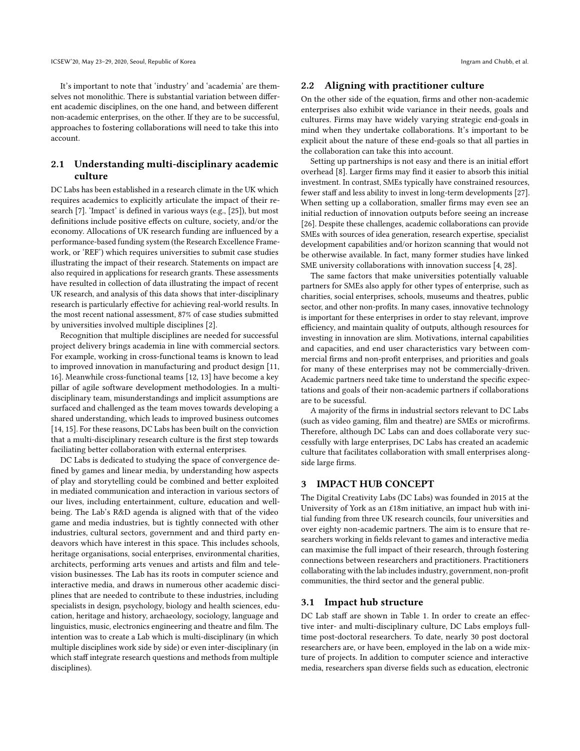It's important to note that 'industry' and 'academia' are themselves not monolithic. There is substantial variation between different academic disciplines, on the one hand, and between different non-academic enterprises, on the other. If they are to be successful, approaches to fostering collaborations will need to take this into account.

### 2.1 Understanding multi-disciplinary academic culture

DC Labs has been established in a research climate in the UK which requires academics to explicitly articulate the impact of their research [7]. 'Impact' is defined in various ways (e.g., [25]), but most definitions include positive effects on culture, society, and/or the economy. Allocations of UK research funding are influenced by a performance-based funding system (the Research Excellence Framework, or 'REF') which requires universities to submit case studies illustrating the impact of their research. Statements on impact are also required in applications for research grants. These assessments have resulted in collection of data illustrating the impact of recent UK research, and analysis of this data shows that inter-disciplinary research is particularly effective for achieving real-world results. In the most recent national assessment, 87% of case studies submitted by universities involved multiple disciplines [2].

Recognition that multiple disciplines are needed for successful project delivery brings academia in line with commercial sectors. For example, working in cross-functional teams is known to lead to improved innovation in manufacturing and product design [11, 16]. Meanwhile cross-functional teams [12, 13] have become a key pillar of agile software development methodologies. In a multi-disciplinary team, misunderstandings and implicit assumptions are surfaced and challenged as the team moves towards developing a shared understanding, which leads to improved business outcomes [14, 15]. For these reasons, DC Labs has been built on the conviction that a multi-disciplinary research culture is the first step towards faciliating better collaboration with external enterprises.

DC Labs is dedicated to studying the space of convergence defined by games and linear media, by understanding how aspects of play and storytelling could be combined and better exploited in mediated communication and interaction in various sectors of our lives, including entertainment, culture, education and wellbeing. The Lab's R&D agenda is aligned with that of the video game and media industries, but is tightly connected with other industries, cultural sectors, government and and third party endeavors which have interest in this space. This includes schools, heritage organisations, social enterprises, environmental charities, architects, performing arts venues and artists and film and television businesses. The Lab has its roots in computer science and interactive media, and draws in numerous other academic disciplines that are needed to contribute to these industries, including specialists in design, psychology, biology and health sciences, education, heritage and history, archaeology, sociology, language and linguistics, music, electronics engineering and theatre and film. The intention was to create a Lab which is multi-disciplinary (in which multiple disciplines work side by side) or even inter-disciplinary (in which staff integrate research questions and methods from multiple disciplines).

### 2.2 Aligning with practitioner culture

On the other side of the equation, firms and other non-academic enterprises also exhibit wide variance in their needs, goals and cultures. Firms may have widely varying strategic end-goals in mind when they undertake collaborations. It's important to be explicit about the nature of these end-goals so that all parties in the collaboration can take this into account.

Setting up partnerships is not easy and there is an initial effort overhead [8]. Larger firms may find it easier to absorb this initial investment. In contrast, SMEs typically have constrained resources, fewer staff and less ability to invest in long-term developments [27]. When setting up a collaboration, smaller firms may even see an initial reduction of innovation outputs before seeing an increase [26]. Despite these challenges, academic collaborations can provide SMEs with sources of idea generation, research expertise, specialist development capabilities and/or horizon scanning that would not be otherwise available. In fact, many former studies have linked SME university collaborations with innovation success [4, 28].

The same factors that make universities potentially valuable partners for SMEs also apply for other types of enterprise, such as charities, social enterprises, schools, museums and theatres, public sector, and other non-profits. In many cases, innovative technology is important for these enterprises in order to stay relevant, improve efficiency, and maintain quality of outputs, although resources for investing in innovation are slim. Motivations, internal capabilities and capacities, and end user characteristics vary between commercial firms and non-profit enterprises, and priorities and goals for many of these enterprises may not be commercially-driven. Academic partners need take time to understand the specific expectations and goals of their non-academic partners if collaborations are to be sucessful.

A majority of the firms in industrial sectors relevant to DC Labs (such as video gaming, film and theatre) are SMEs or microfirms. Therefore, although DC Labs can and does collaborate very successfully with large enterprises, DC Labs has created an academic culture that facilitates collaboration with small enterprises alongside large firms.

## 3 IMPACT HUB CONCEPT

The Digital Creativity Labs (DC Labs) was founded in 2015 at the University of York as an £18m initiative, an impact hub with initial funding from three UK research councils, four universities and over eighty non-academic partners. The aim is to ensure that researchers working in fields relevant to games and interactive media can maximise the full impact of their research, through fostering connections between researchers and practitioners. Practitioners collaborating with the lab includes industry, government, non-profit communities, the third sector and the general public.

### 3.1 Impact hub structure

DC Lab staff are shown in Table 1. In order to create an effective inter- and multi-disciplinary culture, DC Labs employs full-time post-doctoral researchers. To date, nearly 30 post doctoral researchers are, or have been, employed in the lab on a wide mixture of projects. In addition to computer science and interactive media, researchers span diverse fields such as education, electronic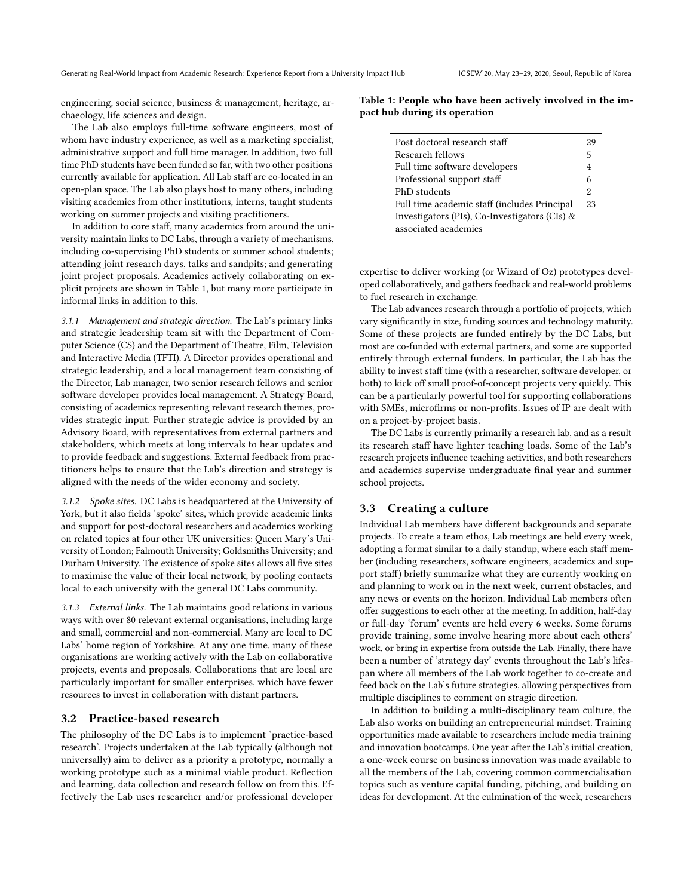engineering, social science, business & management, heritage, archaeology, life sciences and design.

The Lab also employs full-time software engineers, most of whom have industry experience, as well as a marketing specialist, administrative support and full time manager. In addition, two full time PhD students have been funded so far, with two other positions currently available for application. All Lab staff are co-located in an open-plan space. The Lab also plays host to many others, including visiting academics from other institutions, interns, taught students working on summer projects and visiting practitioners.

In addition to core staff, many academics from around the university maintain links to DC Labs, through a variety of mechanisms, including co-supervising PhD students or summer school students; attending joint research days, talks and sandpits; and generating joint project proposals. Academics actively collaborating on explicit projects are shown in Table 1, but many more participate in informal links in addition to this.

*3.1.1 Management and strategic direction.* The Lab's primary links and strategic leadership team sit with the Department of Computer Science (CS) and the Department of Theatre, Film, Television and Interactive Media (TFTI). A Director provides operational and strategic leadership, and a local management team consisting of the Director, Lab manager, two senior research fellows and senior software developer provides local management. A Strategy Board, consisting of academics representing relevant research themes, provides strategic input. Further strategic advice is provided by an Advisory Board, with representatives from external partners and stakeholders, which meets at long intervals to hear updates and to provide feedback and suggestions. External feedback from practitioners helps to ensure that the Lab's direction and strategy is aligned with the needs of the wider economy and society.

*3.1.2 Spoke sites.* DC Labs is headquartered at the University of York, but it also fields 'spoke' sites, which provide academic links and support for post-doctoral researchers and academics working on related topics at four other UK universities: Queen Mary's University of London; Falmouth University; Goldsmiths University; and Durham University. The existence of spoke sites allows all five sites to maximise the value of their local network, by pooling contacts local to each university with the general DC Labs community.

*3.1.3 External links.* The Lab maintains good relations in various ways with over 80 relevant external organisations, including large and small, commercial and non-commercial. Many are local to DC Labs' home region of Yorkshire. At any one time, many of these organisations are working actively with the Lab on collaborative projects, events and proposals. Collaborations that are local are particularly important for smaller enterprises, which have fewer resources to invest in collaboration with distant partners.

**Table 1: People who have been actively involved in the impact hub during its operation**

| | |
|---|---|
| Post doctoral research staff | 29 |
| Research fellows | 5 |
| Full time software developers | 4 |
| Professional support staff | 6 |
| PhD students | 2 |
| Full time academic staff (includes Principal Investigators (PIs), Co-Investigators (CIs) & associated academics | 23 |

## 3.2 Practice-based research

The philosophy of the DC Labs is to implement 'practice-based research'. Projects undertaken at the Lab typically (although not universally) aim to deliver as a priority a prototype, normally a working prototype such as a minimal viable product. Reflection and learning, data collection and research follow on from this. Effectively the Lab uses researcher and/or professional developer expertise to deliver working (or Wizard of Oz) prototypes developed collaboratively, and gathers feedback and real-world problems to fuel research in exchange.

The Lab advances research through a portfolio of projects, which vary significantly in size, funding sources and technology maturity. Some of these projects are funded entirely by the DC Labs, but most are co-funded with external partners, and some are supported entirely through external funders. In particular, the Lab has the ability to invest staff time (with a researcher, software developer, or both) to kick off small proof-of-concept projects very quickly. This can be a particularly powerful tool for supporting collaborations with SMEs, microfirms or non-profits. Issues of IP are dealt with on a project-by-project basis.

The DC Labs is currently primarily a research lab, and as a result its research staff have lighter teaching loads. Some of the Lab's research projects influence teaching activities, and both researchers and academics supervise undergraduate final year and summer school projects.

## 3.3 Creating a culture

Individual Lab members have different backgrounds and separate projects. To create a team ethos, Lab meetings are held every week, adopting a format similar to a daily standup, where each staff member (including researchers, software engineers, academics and support staff) briefly summarize what they are currently working on and planning to work on in the next week, current obstacles, and any news or events on the horizon. Individual Lab members often offer suggestions to each other at the meeting. In addition, half-day or full-day 'forum' events are held every 6 weeks. Some forums provide training, some involve hearing more about each others' work, or bring in expertise from outside the Lab. Finally, there have been a number of 'strategy day' events throughout the Lab's lifespan where all members of the Lab work together to co-create and feed back on the Lab's future strategies, allowing perspectives from multiple disciplines to comment on stragic direction.

In addition to building a multi-disciplinary team culture, the Lab also works on building an entrepreneurial mindset. Training opportunities made available to researchers include media training and innovation bootcamps. One year after the Lab's initial creation, a one-week course on business innovation was made available to all the members of the Lab, covering common commercialisation topics such as venture capital funding, pitching, and building on ideas for development. At the culmination of the week, researchers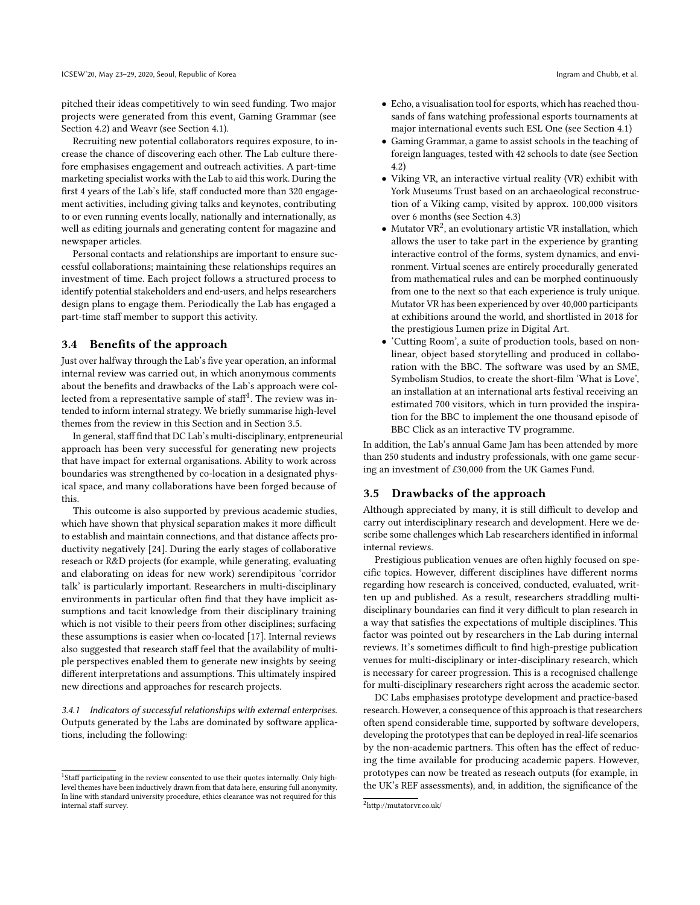pitched their ideas competitively to win seed funding. Two major projects were generated from this event, Gaming Grammar (see Section 4.2) and Weavr (see Section 4.1).

Recruiting new potential collaborators requires exposure, to increase the chance of discovering each other. The Lab culture therefore emphasises engagement and outreach activities. A part-time marketing specialist works with the Lab to aid this work. During the first 4 years of the Lab's life, staff conducted more than 320 engagement activities, including giving talks and keynotes, contributing to or even running events locally, nationally and internationally, as well as editing journals and generating content for magazine and newspaper articles.

Personal contacts and relationships are important to ensure successful collaborations; maintaining these relationships requires an investment of time. Each project follows a structured process to identify potential stakeholders and end-users, and helps researchers design plans to engage them. Periodically the Lab has engaged a part-time staff member to support this activity.

## 3.4 Benefits of the approach

Just over halfway through the Lab's five year operation, an informal internal review was carried out, in which anonymous comments about the benefits and drawbacks of the Lab's approach were collected from a representative sample of staff[1]. The review was intended to inform internal strategy. We briefly summarise high-level themes from the review in this Section and in Section 3.5.

In general, staff find that DC Lab's multi-disciplinary, entpreneurial approach has been very successful for generating new projects that have impact for external organisations. Ability to work across boundaries was strengthened by co-location in a designated physical space, and many collaborations have been forged because of this.

This outcome is also supported by previous academic studies, which have shown that physical separation makes it more difficult to establish and maintain connections, and that distance affects productivity negatively [24]. During the early stages of collaborative reseach or R&D projects (for example, while generating, evaluating and elaborating on ideas for new work) serendipitous 'corridor talk' is particularly important. Researchers in multi-disciplinary environments in particular often find that they have implicit assumptions and tacit knowledge from their disciplinary training which is not visible to their peers from other disciplines; surfacing these assumptions is easier when co-located [17]. Internal reviews also suggested that research staff feel that the availability of multiple perspectives enabled them to generate new insights by seeing different interpretations and assumptions. This ultimately inspired new directions and approaches for research projects.

*3.4.1 Indicators of successful relationships with external enterprises.* Outputs generated by the Labs are dominated by software applications, including the following:

- Echo, a visualisation tool for esports, which has reached thousands of fans watching professional esports tournaments at major international events such ESL One (see Section 4.1)
- Gaming Grammar, a game to assist schools in the teaching of foreign languages, tested with 42 schools to date (see Section 4.2)
- Viking VR, an interactive virtual reality (VR) exhibit with York Museums Trust based on an archaeological reconstruction of a Viking camp, visited by approx. 100,000 visitors over 6 months (see Section 4.3)
- Mutator VR[2], an evolutionary artistic VR installation, which allows the user to take part in the experience by granting interactive control of the forms, system dynamics, and environment. Virtual scenes are entirely procedurally generated from mathematical rules and can be morphed continuously from one to the next so that each experience is truly unique. Mutator VR has been experienced by over 40,000 participants at exhibitions around the world, and shortlisted in 2018 for the prestigious Lumen prize in Digital Art.
- 'Cutting Room', a suite of production tools, based on non-linear, object based storytelling and produced in collaboration with the BBC. The software was used by an SME, Symbolism Studios, to create the short-film 'What is Love', an installation at an international arts festival receiving an estimated 700 visitors, which in turn provided the inspiration for the BBC to implement the one thousand episode of BBC Click as an interactive TV programme.

In addition, the Lab's annual Game Jam has been attended by more than 250 students and industry professionals, with one game securing an investment of £30,000 from the UK Games Fund.

## 3.5 Drawbacks of the approach

Although appreciated by many, it is still difficult to develop and carry out interdisciplinary research and development. Here we describe some challenges which Lab researchers identified in informal internal reviews.

Prestigious publication venues are often highly focused on specific topics. However, different disciplines have different norms regarding how research is conceived, conducted, evaluated, written up and published. As a result, researchers straddling multi-disciplinary boundaries can find it very difficult to plan research in a way that satisfies the expectations of multiple disciplines. This factor was pointed out by researchers in the Lab during internal reviews. It's sometimes difficult to find high-prestige publication venues for multi-disciplinary or inter-disciplinary research, which is necessary for career progression. This is a recognised challenge for multi-disciplinary researchers right across the academic sector.

DC Labs emphasises prototype development and practice-based research. However, a consequence of this approach is that researchers often spend considerable time, supported by software developers, developing the prototypes that can be deployed in real-life scenarios by the non-academic partners. This often has the effect of reducing the time available for producing academic papers. However, prototypes can now be treated as reseach outputs (for example, in the UK's REF assessments), and, in addition, the significance of the

[1] Staff participating in the review consented to use their quotes internally. Only high-level themes have been inductively drawn from that data here, ensuring full anonymity. In line with standard university procedure, ethics clearance was not required for this internal staff survey.

[2] http://mutatorvr.co.uk/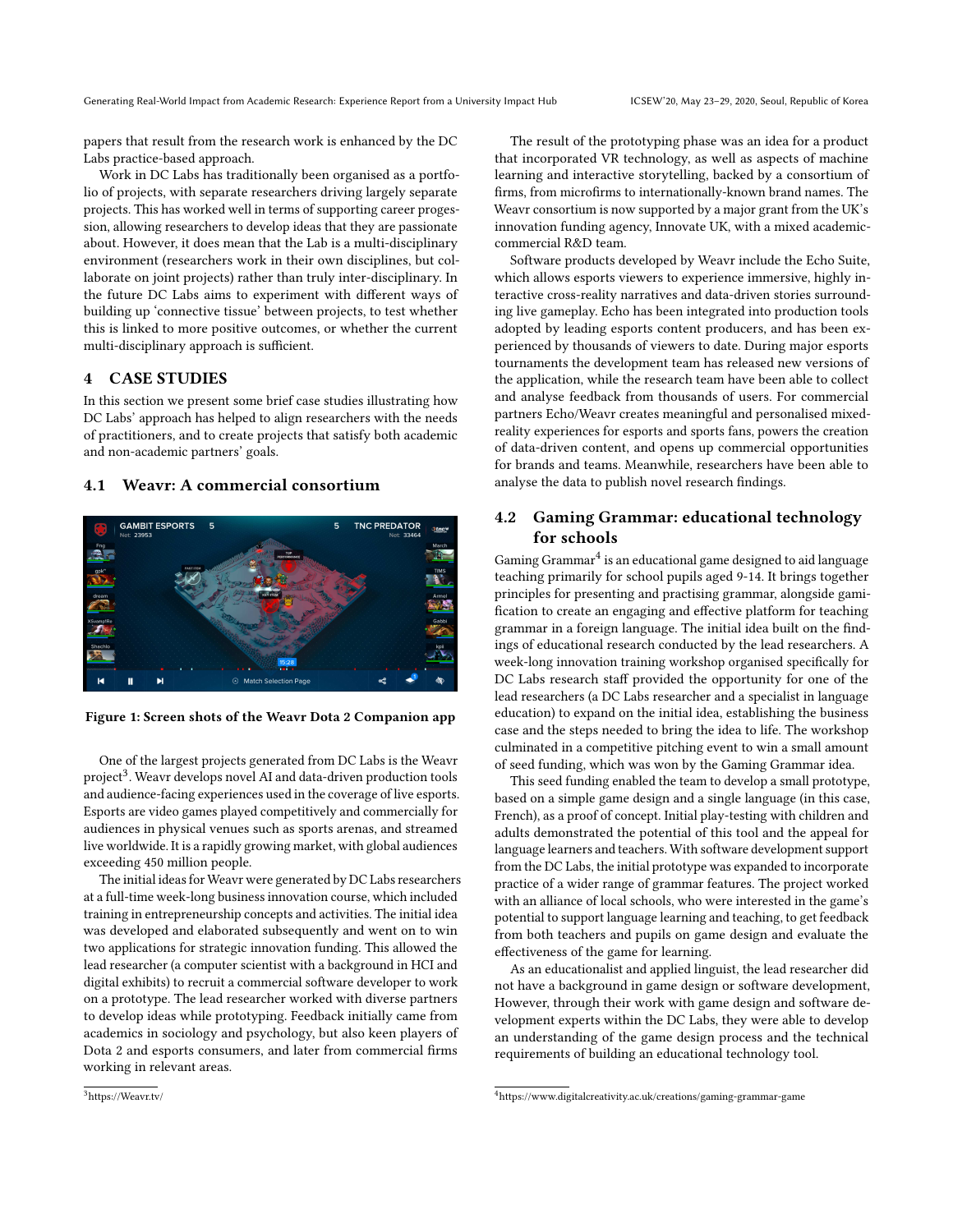papers that result from the research work is enhanced by the DC Labs practice-based approach.

Work in DC Labs has traditionally been organised as a portfolio of projects, with separate researchers driving largely separate projects. This has worked well in terms of supporting career progession, allowing researchers to develop ideas that they are passionate about. However, it does mean that the Lab is a multi-disciplinary environment (researchers work in their own disciplines, but collaborate on joint projects) rather than truly inter-disciplinary. In the future DC Labs aims to experiment with different ways of building up 'connective tissue' between projects, to test whether this is linked to more positive outcomes, or whether the current multi-disciplinary approach is sufficient.

## 4 CASE STUDIES

In this section we present some brief case studies illustrating how DC Labs' approach has helped to align researchers with the needs of practitioners, and to create projects that satisfy both academic and non-academic partners' goals.

### 4.1 Weavr: A commercial consortium

**Figure 1: Screen shots of the Weavr Dota 2 Companion app**

One of the largest projects generated from DC Labs is the Weavr project[3]. Weavr develops novel AI and data-driven production tools and audience-facing experiences used in the coverage of live esports. Esports are video games played competitively and commercially for audiences in physical venues such as sports arenas, and streamed live worldwide. It is a rapidly growing market, with global audiences exceeding 450 million people.

The initial ideas for Weavr were generated by DC Labs researchers at a full-time week-long business innovation course, which included training in entrepreneurship concepts and activities. The initial idea was developed and elaborated subsequently and went on to win two applications for strategic innovation funding. This allowed the lead researcher (a computer scientist with a background in HCI and digital exhibits) to recruit a commercial software developer to work on a prototype. The lead researcher worked with diverse partners to develop ideas while prototyping. Feedback initially came from academics in sociology and psychology, but also keen players of Dota 2 and esports consumers, and later from commercial firms working in relevant areas.

The result of the prototyping phase was an idea for a product that incorporated VR technology, as well as aspects of machine learning and interactive storytelling, backed by a consortium of firms, from microfirms to internationally-known brand names. The Weavr consortium is now supported by a major grant from the UK's innovation funding agency, Innovate UK, with a mixed academic-commercial R&D team.

Software products developed by Weavr include the Echo Suite, which allows esports viewers to experience immersive, highly interactive cross-reality narratives and data-driven stories surrounding live gameplay. Echo has been integrated into production tools adopted by leading esports content producers, and has been experienced by thousands of viewers to date. During major esports tournaments the development team has released new versions of the application, while the research team have been able to collect and analyse feedback from thousands of users. For commercial partners Echo/Weavr creates meaningful and personalised mixed-reality experiences for esports and sports fans, powers the creation of data-driven content, and opens up commercial opportunities for brands and teams. Meanwhile, researchers have been able to analyse the data to publish novel research findings.

### 4.2 Gaming Grammar: educational technology for schools

Gaming Grammar[4] is an educational game designed to aid language teaching primarily for school pupils aged 9-14. It brings together principles for presenting and practising grammar, alongside gamification to create an engaging and effective platform for teaching grammar in a foreign language. The initial idea built on the findings of educational research conducted by the lead researchers. A week-long innovation training workshop organised specifically for DC Labs research staff provided the opportunity for one of the lead researchers (a DC Labs researcher and a specialist in language education) to expand on the initial idea, establishing the business case and the steps needed to bring the idea to life. The workshop culminated in a competitive pitching event to win a small amount of seed funding, which was won by the Gaming Grammar team.

This seed funding enabled the team to develop a small prototype, based on a simple game design and a single language (in this case, French), as a proof of concept. Initial play-testing with children and adults demonstrated the potential of this tool and the appeal for language learners and teachers. With software development support from the DC Labs, the initial prototype was expanded to incorporate practice of a wider range of grammar features. The project worked with an alliance of local schools, who were interested in the game's potential to support language learning and teaching, to get feedback from both teachers and pupils on game design and evaluate the effectiveness of the game for learning.

As an educationalist and applied linguist, the lead researcher did not have a background in game design or software development, However, through their work with game design and software development experts within the DC Labs, they were able to develop an understanding of the game design process and the technical requirements of building an educational technology tool.

[3] https://Weavr.tv/

[4] https://www.digitalcreativity.ac.uk/creations/gaming-grammar-game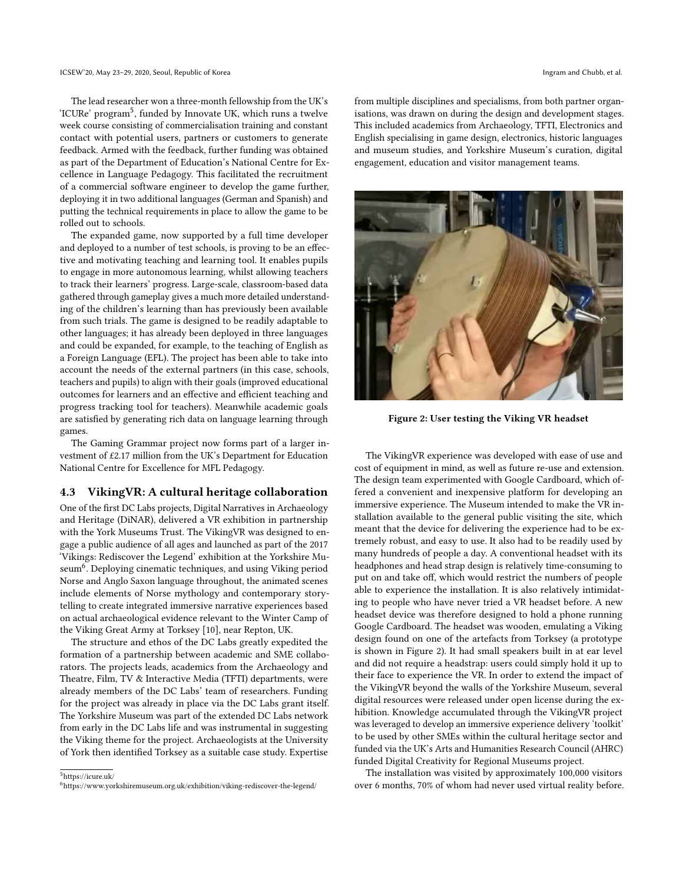The lead researcher won a three-month fellowship from the UK's 'ICURe' program[5], funded by Innovate UK, which runs a twelve week course consisting of commercialisation training and constant contact with potential users, partners or customers to generate feedback. Armed with the feedback, further funding was obtained as part of the Department of Education's National Centre for Excellence in Language Pedagogy. This facilitated the recruitment of a commercial software engineer to develop the game further, deploying it in two additional languages (German and Spanish) and putting the technical requirements in place to allow the game to be rolled out to schools.

The expanded game, now supported by a full time developer and deployed to a number of test schools, is proving to be an effective and motivating teaching and learning tool. It enables pupils to engage in more autonomous learning, whilst allowing teachers to track their learners' progress. Large-scale, classroom-based data gathered through gameplay gives a much more detailed understanding of the children's learning than has previously been available from such trials. The game is designed to be readily adaptable to other languages; it has already been deployed in three languages and could be expanded, for example, to the teaching of English as a Foreign Language (EFL). The project has been able to take into account the needs of the external partners (in this case, schools, teachers and pupils) to align with their goals (improved educational outcomes for learners and an effective and efficient teaching and progress tracking tool for teachers). Meanwhile academic goals are satisfied by generating rich data on language learning through games.

The Gaming Grammar project now forms part of a larger investment of £2.17 million from the UK's Department for Education National Centre for Excellence for MFL Pedagogy.

### 4.3 VikingVR: A cultural heritage collaboration

One of the first DC Labs projects, Digital Narratives in Archaeology and Heritage (DiNAR), delivered a VR exhibition in partnership with the York Museums Trust. The VikingVR was designed to engage a public audience of all ages and launched as part of the 2017 'Vikings: Rediscover the Legend' exhibition at the Yorkshire Museum[6]. Deploying cinematic techniques, and using Viking period Norse and Anglo Saxon language throughout, the animated scenes include elements of Norse mythology and contemporary storytelling to create integrated immersive narrative experiences based on actual archaeological evidence relevant to the Winter Camp of the Viking Great Army at Torksey [10], near Repton, UK.

The structure and ethos of the DC Labs greatly expedited the formation of a partnership between academic and SME collaborators. The projects leads, academics from the Archaeology and Theatre, Film, TV & Interactive Media (TFTI) departments, were already members of the DC Labs' team of researchers. Funding for the project was already in place via the DC Labs grant itself. The Yorkshire Museum was part of the extended DC Labs network from early in the DC Labs life and was instrumental in suggesting the Viking theme for the project. Archaeologists at the University of York then identified Torksey as a suitable case study. Expertise from multiple disciplines and specialisms, from both partner organisations, was drawn on during the design and development stages. This included academics from Archaeology, TFTI, Electronics and English specialising in game design, electronics, historic languages and museum studies, and Yorkshire Museum's curation, digital engagement, education and visitor management teams.

**Figure 2: User testing the Viking VR headset**

The VikingVR experience was developed with ease of use and cost of equipment in mind, as well as future re-use and extension. The design team experimented with Google Cardboard, which offered a convenient and inexpensive platform for developing an immersive experience. The Museum intended to make the VR installation available to the general public visiting the site, which meant that the device for delivering the experience had to be extremely robust, and easy to use. It also had to be readily used by many hundreds of people a day. A conventional headset with its headphones and head strap design is relatively time-consuming to put on and take off, which would restrict the numbers of people able to experience the installation. It is also relatively intimidating to people who have never tried a VR headset before. A new headset device was therefore designed to hold a phone running Google Cardboard. The headset was wooden, emulating a Viking design found on one of the artefacts from Torksey (a prototype is shown in Figure 2). It had small speakers built in at ear level and did not require a headstrap: users could simply hold it up to their face to experience the VR. In order to extend the impact of the VikingVR beyond the walls of the Yorkshire Museum, several digital resources were released under open license during the exhibition. Knowledge accumulated through the VikingVR project was leveraged to develop an immersive experience delivery 'toolkit' to be used by other SMEs within the cultural heritage sector and funded via the UK's Arts and Humanities Research Council (AHRC) funded Digital Creativity for Regional Museums project.

The installation was visited by approximately 100,000 visitors over 6 months, 70% of whom had never used virtual reality before.

[5] https://icure.uk/

[6] https://www.yorkshiremuseum.org.uk/exhibition/viking-rediscover-the-legend/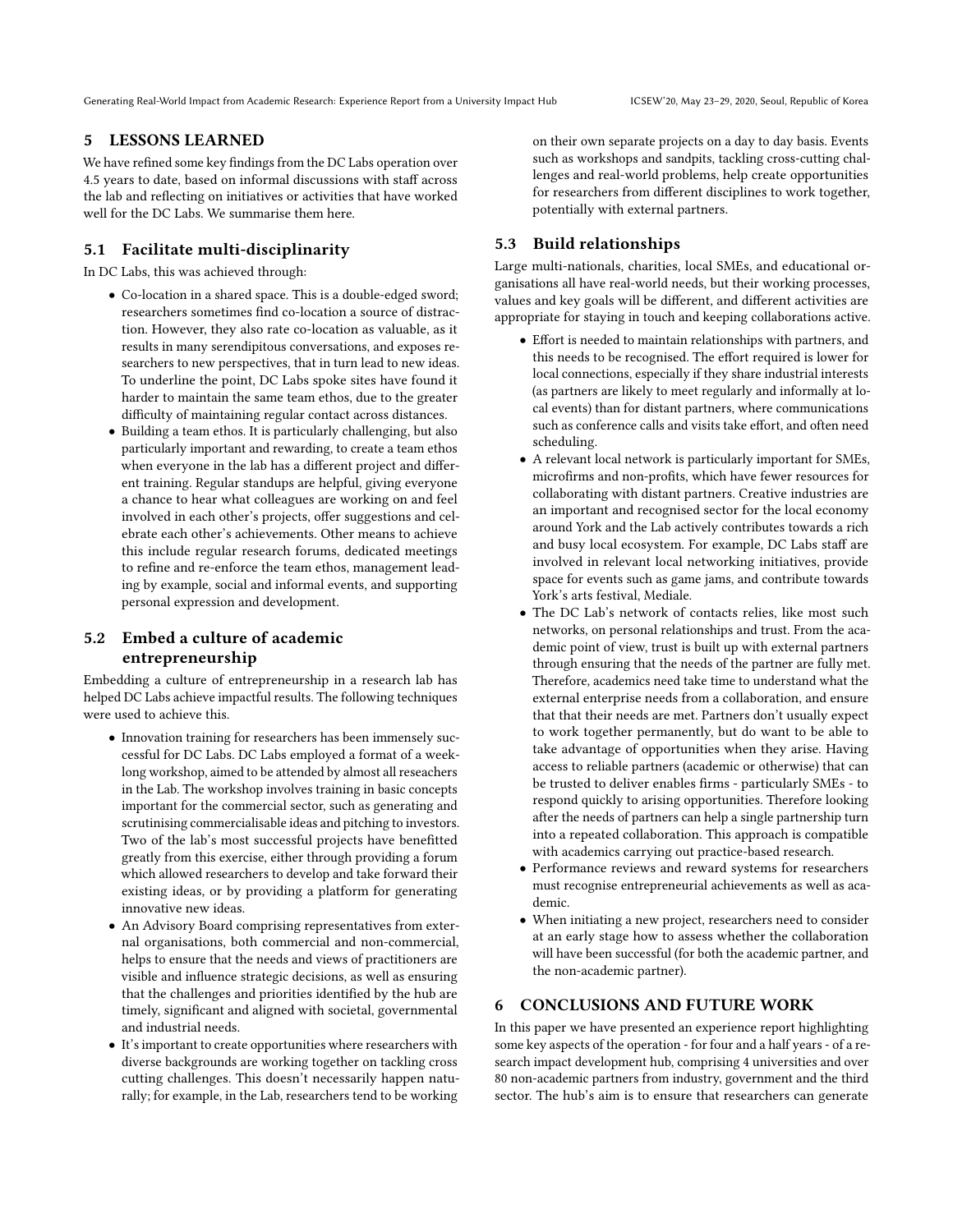## 5 LESSONS LEARNED

We have refined some key findings from the DC Labs operation over 4.5 years to date, based on informal discussions with staff across the lab and reflecting on initiatives or activities that have worked well for the DC Labs. We summarise them here.

### 5.1 Facilitate multi-disciplinarity

In DC Labs, this was achieved through:

- Co-location in a shared space. This is a double-edged sword; researchers sometimes find co-location a source of distraction. However, they also rate co-location as valuable, as it results in many serendipitous conversations, and exposes researchers to new perspectives, that in turn lead to new ideas. To underline the point, DC Labs spoke sites have found it harder to maintain the same team ethos, due to the greater difficulty of maintaining regular contact across distances.
- Building a team ethos. It is particularly challenging, but also particularly important and rewarding, to create a team ethos when everyone in the lab has a different project and different training. Regular standups are helpful, giving everyone a chance to hear what colleagues are working on and feel involved in each other's projects, offer suggestions and celebrate each other's achievements. Other means to achieve this include regular research forums, dedicated meetings to refine and re-enforce the team ethos, management leading by example, social and informal events, and supporting personal expression and development.

### 5.2 Embed a culture of academic entrepreneurship

Embedding a culture of entrepreneurship in a research lab has helped DC Labs achieve impactful results. The following techniques were used to achieve this.

- Innovation training for researchers has been immensely successful for DC Labs. DC Labs employed a format of a week-long workshop, aimed to be attended by almost all reseachers in the Lab. The workshop involves training in basic concepts important for the commercial sector, such as generating and scrutinising commercialisable ideas and pitching to investors. Two of the lab's most successful projects have benefitted greatly from this exercise, either through providing a forum which allowed researchers to develop and take forward their existing ideas, or by providing a platform for generating innovative new ideas.
- An Advisory Board comprising representatives from external organisations, both commercial and non-commercial, helps to ensure that the needs and views of practitioners are visible and influence strategic decisions, as well as ensuring that the challenges and priorities identified by the hub are timely, significant and aligned with societal, governmental and industrial needs.
- It's important to create opportunities where researchers with diverse backgrounds are working together on tackling cross cutting challenges. This doesn't necessarily happen naturally; for example, in the Lab, researchers tend to be working on their own separate projects on a day to day basis. Events such as workshops and sandpits, tackling cross-cutting challenges and real-world problems, help create opportunities for researchers from different disciplines to work together, potentially with external partners.

### 5.3 Build relationships

Large multi-nationals, charities, local SMEs, and educational organisations all have real-world needs, but their working processes, values and key goals will be different, and different activities are appropriate for staying in touch and keeping collaborations active.

- Effort is needed to maintain relationships with partners, and this needs to be recognised. The effort required is lower for local connections, especially if they share industrial interests (as partners are likely to meet regularly and informally at local events) than for distant partners, where communications such as conference calls and visits take effort, and often need scheduling.
- A relevant local network is particularly important for SMEs, microfirms and non-profits, which have fewer resources for collaborating with distant partners. Creative industries are an important and recognised sector for the local economy around York and the Lab actively contributes towards a rich and busy local ecosystem. For example, DC Labs staff are involved in relevant local networking initiatives, provide space for events such as game jams, and contribute towards York's arts festival, Mediale.
- The DC Lab's network of contacts relies, like most such networks, on personal relationships and trust. From the academic point of view, trust is built up with external partners through ensuring that the needs of the partner are fully met. Therefore, academics need take time to understand what the external enterprise needs from a collaboration, and ensure that that their needs are met. Partners don't usually expect to work together permanently, but do want to be able to take advantage of opportunities when they arise. Having access to reliable partners (academic or otherwise) that can be trusted to deliver enables firms - particularly SMEs - to respond quickly to arising opportunities. Therefore looking after the needs of partners can help a single partnership turn into a repeated collaboration. This approach is compatible with academics carrying out practice-based research.
- Performance reviews and reward systems for researchers must recognise entrepreneurial achievements as well as academic.
- When initiating a new project, researchers need to consider at an early stage how to assess whether the collaboration will have been successful (for both the academic partner, and the non-academic partner).

## 6 CONCLUSIONS AND FUTURE WORK

In this paper we have presented an experience report highlighting some key aspects of the operation - for four and a half years - of a research impact development hub, comprising 4 universities and over 80 non-academic partners from industry, government and the third sector. The hub's aim is to ensure that researchers can generate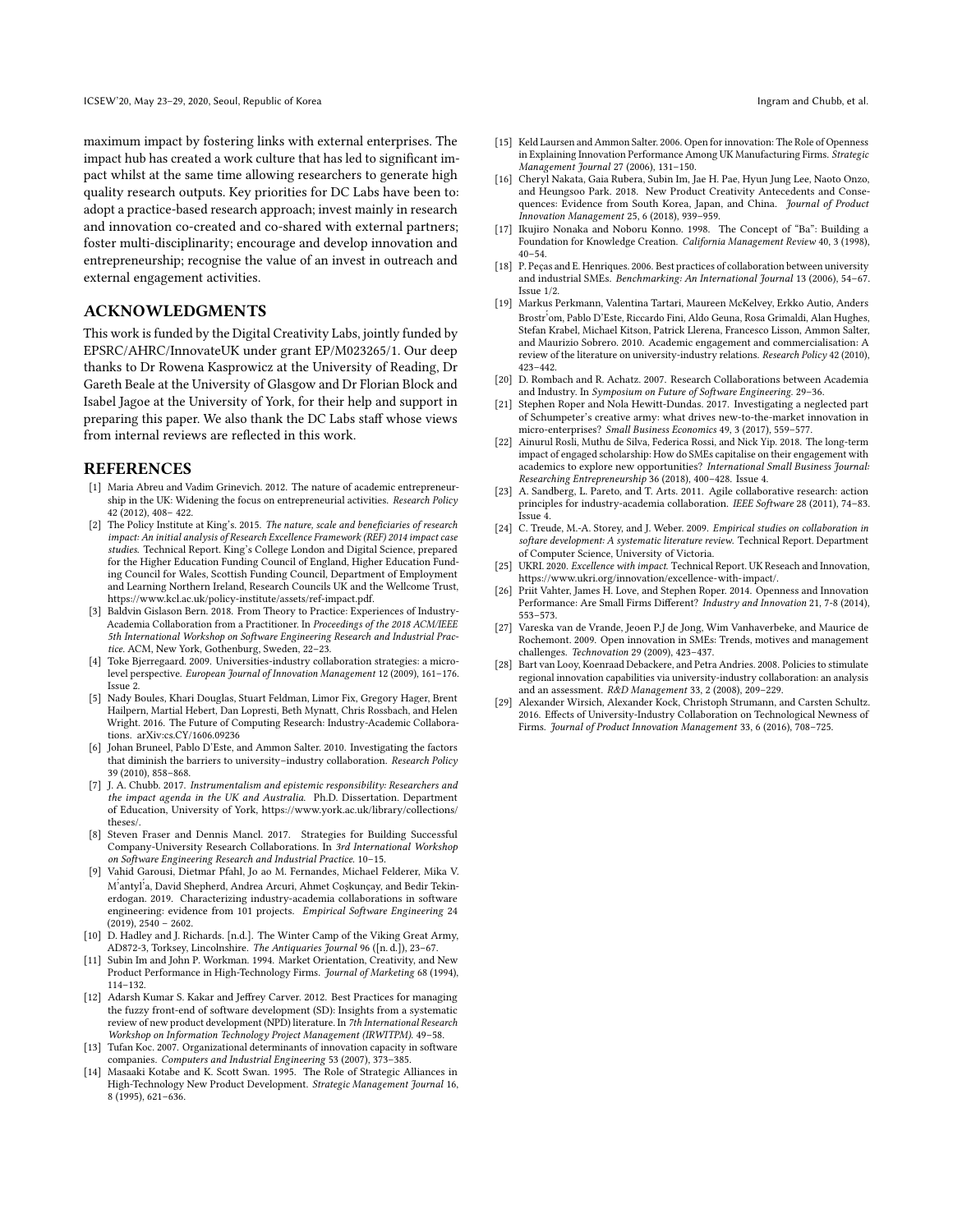maximum impact by fostering links with external enterprises. The impact hub has created a work culture that has led to significant impact whilst at the same time allowing researchers to generate high quality research outputs. Key priorities for DC Labs have been to: adopt a practice-based research approach; invest mainly in research and innovation co-created and co-shared with external partners; foster multi-disciplinarity; encourage and develop innovation and entrepreneurship; recognise the value of an invest in outreach and external engagement activities.

## ACKNOWLEDGMENTS

This work is funded by the Digital Creativity Labs, jointly funded by EPSRC/AHRC/InnovateUK under grant EP/M023265/1. Our deep thanks to Dr Rowena Kasprowicz at the University of Reading, Dr Gareth Beale at the University of Glasgow and Dr Florian Block and Isabel Jagoe at the University of York, for their help and support in preparing this paper. We also thank the DC Labs staff whose views from internal reviews are reflected in this work.

## REFERENCES

[1] Maria Abreu and Vadim Grinevich. 2012. The nature of academic entrepreneurship in the UK: Widening the focus on entrepreneurial activities. *Research Policy* 42 (2012), 408– 422.

[2] The Policy Institute at King's. 2015. *The nature, scale and beneficiaries of research impact: An initial analysis of Research Excellence Framework (REF) 2014 impact case studies.* Technical Report. King's College London and Digital Science, prepared for the Higher Education Funding Council of England, Higher Education Funding Council for Wales, Scottish Funding Council, Department of Employment and Learning Northern Ireland, Research Councils UK and the Wellcome Trust, https://www.kcl.ac.uk/policy-institute/assets/ref-impact.pdf.

[3] Baldvin Gislason Bern. 2018. From Theory to Practice: Experiences of Industry-Academia Collaboration from a Practitioner. In *Proceedings of the 2018 ACM/IEEE 5th International Workshop on Software Engineering Research and Industrial Practice.* ACM, New York, Gothenburg, Sweden, 22–23.

[4] Toke Bjerregaard. 2009. Universities-industry collaboration strategies: a micro-level perspective. *European Journal of Innovation Management* 12 (2009), 161–176. Issue 2.

[5] Nady Boules, Khari Douglas, Stuart Feldman, Limor Fix, Gregory Hager, Brent Hailpern, Martial Hebert, Dan Lopresti, Beth Mynatt, Chris Rossbach, and Helen Wright. 2016. The Future of Computing Research: Industry-Academic Collaborations. arXiv:cs.CY/1606.09236

[6] Johan Bruneel, Pablo D'Este, and Ammon Salter. 2010. Investigating the factors that diminish the barriers to university–industry collaboration. *Research Policy* 39 (2010), 858–868.

[7] J. A. Chubb. 2017. *Instrumentalism and epistemic responsibility: Researchers and the impact agenda in the UK and Australia.* Ph.D. Dissertation. Department of Education, University of York, https://www.york.ac.uk/library/collections/theses/.

[8] Steven Fraser and Dennis Mancl. 2017. Strategies for Building Successful Company-University Research Collaborations. In *3rd International Workshop on Software Engineering Research and Industrial Practice.* 10–15.

[9] Vahid Garousi, Dietmar Pfahl, Jo ao M. Fernandes, Michael Felderer, Mika V. M̈antyl̈a, David Shepherd, Andrea Arcuri, Ahmet Coşkunçay, and Bedir Tekinerdogan. 2019. Characterizing industry-academia collaborations in software engineering: evidence from 101 projects. *Empirical Software Engineering* 24 (2019), 2540 – 2602.

[10] D. Hadley and J. Richards. [n.d.]. The Winter Camp of the Viking Great Army, AD872-3, Torksey, Lincolnshire. *The Antiquaries Journal* 96 ([n. d.]), 23–67.

[11] Subin Im and John P. Workman. 1994. Market Orientation, Creativity, and New Product Performance in High-Technology Firms. *Journal of Marketing* 68 (1994), 114–132.

[12] Adarsh Kumar S. Kakar and Jeffrey Carver. 2012. Best Practices for managing the fuzzy front-end of software development (SD): Insights from a systematic review of new product development (NPD) literature. In *7th International Research Workshop on Information Technology Project Management (IRWITPM).* 49–58.

[13] Tufan Koc. 2007. Organizational determinants of innovation capacity in software companies. *Computers and Industrial Engineering* 53 (2007), 373–385.

[14] Masaaki Kotabe and K. Scott Swan. 1995. The Role of Strategic Alliances in High-Technology New Product Development. *Strategic Management Journal* 16, 8 (1995), 621–636.

[15] Keld Laursen and Ammon Salter. 2006. Open for innovation: The Role of Openness in Explaining Innovation Performance Among UK Manufacturing Firms. *Strategic Management Journal* 27 (2006), 131–150.

[16] Cheryl Nakata, Gaia Rubera, Subin Im, Jae H. Pae, Hyun Jung Lee, Naoto Onzo, and Heungsoo Park. 2018. New Product Creativity Antecedents and Consequences: Evidence from South Korea, Japan, and China. *Journal of Product Innovation Management* 25, 6 (2018), 939–959.

[17] Ikujiro Nonaka and Noboru Konno. 1998. The Concept of "Ba": Building a Foundation for Knowledge Creation. *California Management Review* 40, 3 (1998), 40–54.

[18] P. Peças and E. Henriques. 2006. Best practices of collaboration between university and industrial SMEs. *Benchmarking: An International Journal* 13 (2006), 54–67. Issue 1/2.

[19] Markus Perkmann, Valentina Tartari, Maureen McKelvey, Erkko Autio, Anders Brostr̈om, Pablo D'Este, Riccardo Fini, Aldo Geuna, Rosa Grimaldi, Alan Hughes, Stefan Krabel, Michael Kitson, Patrick Llerena, Francesco Lisson, Ammon Salter, and Maurizio Sobrero. 2010. Academic engagement and commercialisation: A review of the literature on university-industry relations. *Research Policy* 42 (2010), 423–442.

[20] D. Rombach and R. Achatz. 2007. Research Collaborations between Academia and Industry. In *Symposium on Future of Software Engineering.* 29–36.

[21] Stephen Roper and Nola Hewitt-Dundas. 2017. Investigating a neglected part of Schumpeter's creative army: what drives new-to-the-market innovation in micro-enterprises? *Small Business Economics* 49, 3 (2017), 559–577.

[22] Ainurul Rosli, Muthu de Silva, Federica Rossi, and Nick Yip. 2018. The long-term impact of engaged scholarship: How do SMEs capitalise on their engagement with academics to explore new opportunities? *International Small Business Journal: Researching Entrepreneurship* 36 (2018), 400–428. Issue 4.

[23] A. Sandberg, L. Pareto, and T. Arts. 2011. Agile collaborative research: action principles for industry-academia collaboration. *IEEE Software* 28 (2011), 74–83. Issue 4.

[24] C. Treude, M.-A. Storey, and J. Weber. 2009. *Empirical studies on collaboration in softare development: A systematic literature review.* Technical Report. Department of Computer Science, University of Victoria.

[25] UKRI. 2020. *Excellence with impact.* Technical Report. UK Reseach and Innovation, https://www.ukri.org/innovation/excellence-with-impact/.

[26] Priit Vahter, James H. Love, and Stephen Roper. 2014. Openness and Innovation Performance: Are Small Firms Different? *Industry and Innovation* 21, 7-8 (2014), 553–573.

[27] Vareska van de Vrande, Jeoen P.J de Jong, Wim Vanhaverbeke, and Maurice de Rochemont. 2009. Open innovation in SMEs: Trends, motives and management challenges. *Technovation* 29 (2009), 423–437.

[28] Bart van Looy, Koenraad Debackere, and Petra Andries. 2008. Policies to stimulate regional innovation capabilities via university-industry collaboration: an analysis and an assessment. *R&D Management* 33, 2 (2008), 209–229.

[29] Alexander Wirsich, Alexander Kock, Christoph Strumann, and Carsten Schultz. 2016. Effects of University-Industry Collaboration on Technological Newness of Firms. *Journal of Product Innovation Management* 33, 6 (2016), 708–725.